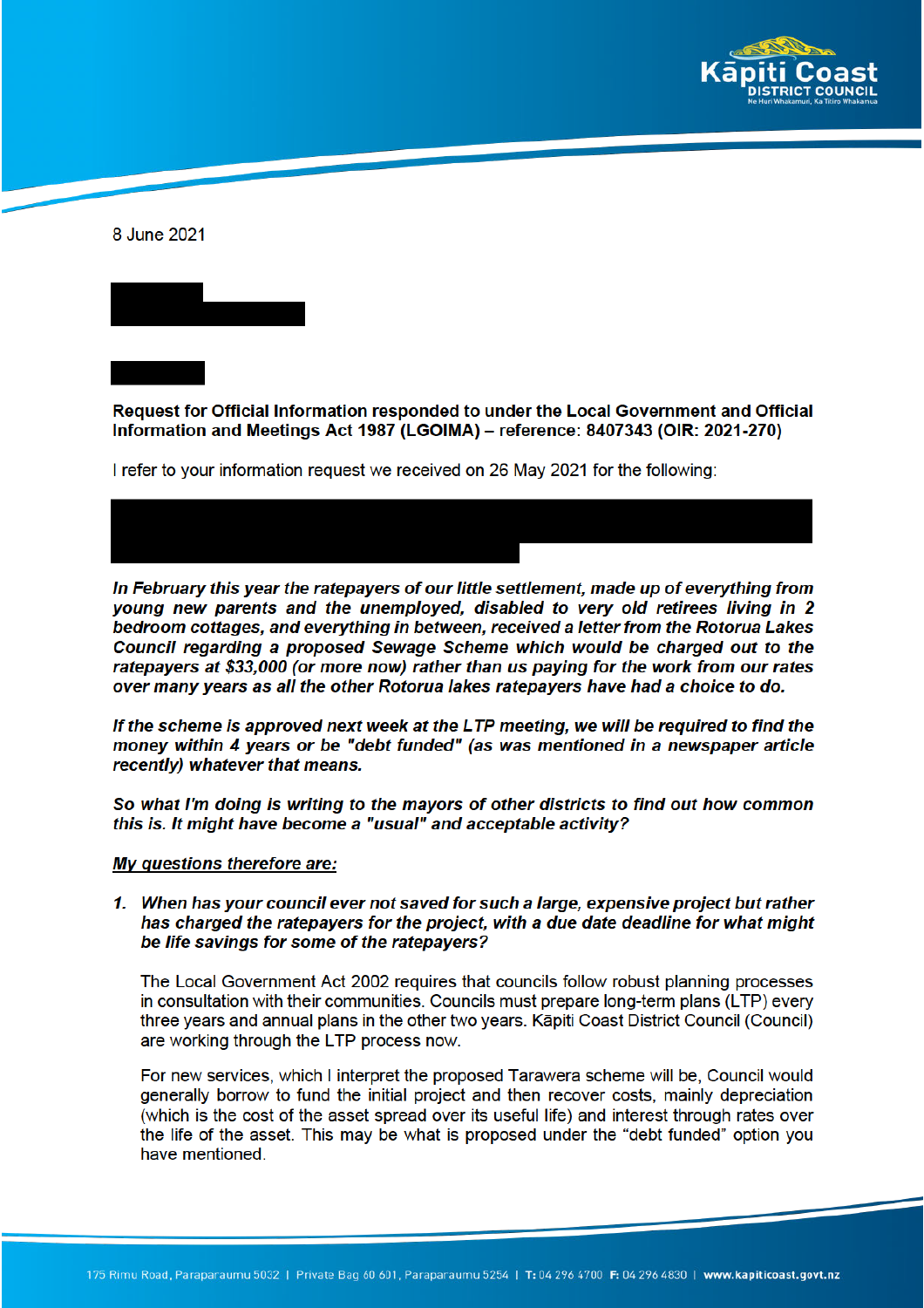8 June 2021

**Request for Official Information responded to under the Local Government and Official Information and Meetings Act 1987 (LGOIMA) – reference: 8407343 (OIR: 2021-270)**

I refer to your information request we received on 26 May 2021 for the following:

***In February this year the ratepayers of our little settlement, made up of everything from young new parents and the unemployed, disabled to very old retirees living in 2 bedroom cottages, and everything in between, received a letter from the Rotorua Lakes Council regarding a proposed Sewage Scheme which would be charged out to the ratepayers at $33,000 (or more now) rather than us paying for the work from our rates over many years as all the other Rotorua lakes ratepayers have had a choice to do.***

***If the scheme is approved next week at the LTP meeting, we will be required to find the money within 4 years or be "debt funded" (as was mentioned in a newspaper article recently) whatever that means.***

***So what I'm doing is writing to the mayors of other districts to find out how common this is. It might have become a "usual" and acceptable activity?***

***<u>My questions therefore are:</u>***

1. ***When has your council ever not saved for such a large, expensive project but rather has charged the ratepayers for the project, with a due date deadline for what might be life savings for some of the ratepayers?***

   The Local Government Act 2002 requires that councils follow robust planning processes in consultation with their communities. Councils must prepare long-term plans (LTP) every three years and annual plans in the other two years. Kāpiti Coast District Council (Council) are working through the LTP process now.

   For new services, which I interpret the proposed Tarawera scheme will be, Council would generally borrow to fund the initial project and then recover costs, mainly depreciation (which is the cost of the asset spread over its useful life) and interest through rates over the life of the asset. This may be what is proposed under the "debt funded" option you have mentioned.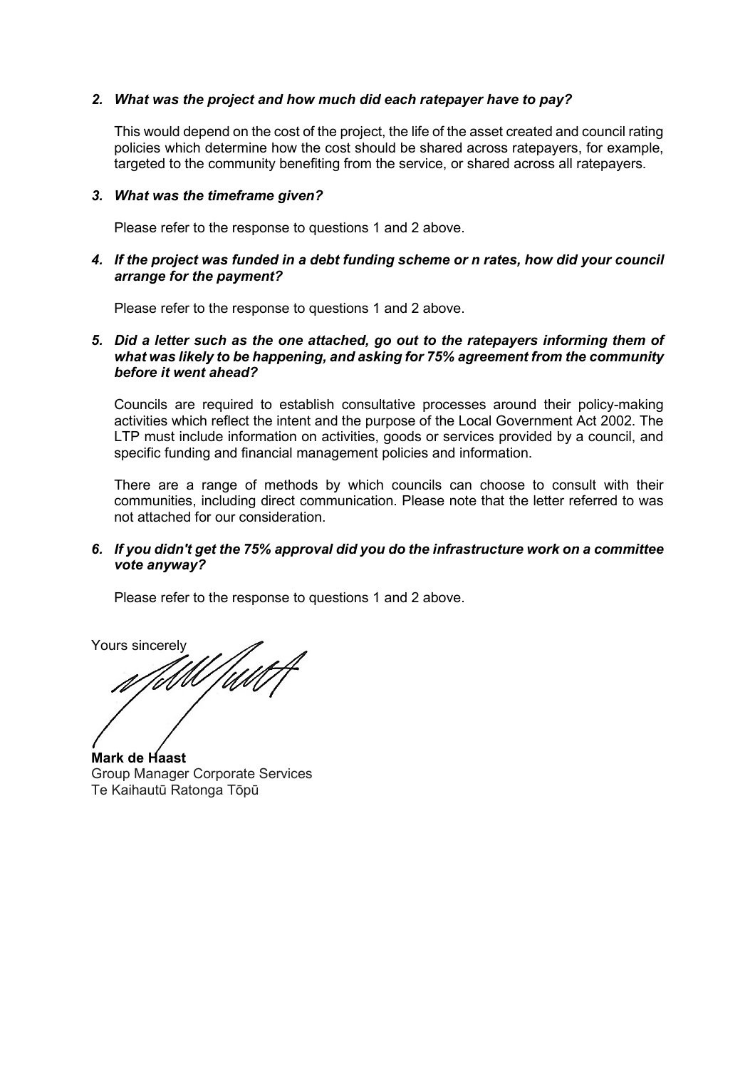*2. What was the project and how much did each ratepayer have to pay?*

This would depend on the cost of the project, the life of the asset created and council rating policies which determine how the cost should be shared across ratepayers, for example, targeted to the community benefiting from the service, or shared across all ratepayers.

*3. What was the timeframe given?*

Please refer to the response to questions 1 and 2 above.

*4. If the project was funded in a debt funding scheme or n rates, how did your council arrange for the payment?*

Please refer to the response to questions 1 and 2 above.

*5. Did a letter such as the one attached, go out to the ratepayers informing them of what was likely to be happening, and asking for 75% agreement from the community before it went ahead?*

Councils are required to establish consultative processes around their policy-making activities which reflect the intent and the purpose of the Local Government Act 2002. The LTP must include information on activities, goods or services provided by a council, and specific funding and financial management policies and information.

There are a range of methods by which councils can choose to consult with their communities, including direct communication. Please note that the letter referred to was not attached for our consideration.

*6. If you didn't get the 75% approval did you do the infrastructure work on a committee vote anyway?*

Please refer to the response to questions 1 and 2 above.

Yours sincerely

**Mark de Haast**
Group Manager Corporate Services
Te Kaihautū Ratonga Tōpū